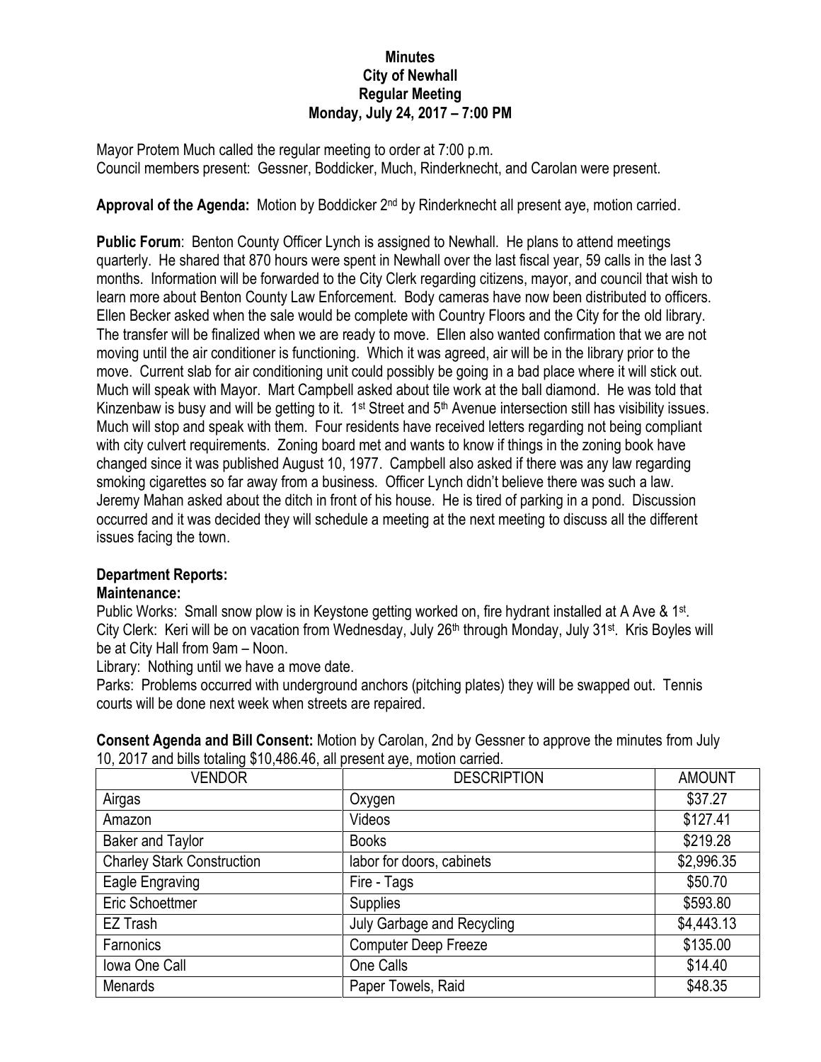**Minutes**
**City of Newhall**
**Regular Meeting**
**Monday, July 24, 2017 – 7:00 PM**

Mayor Protem Much called the regular meeting to order at 7:00 p.m.
Council members present: Gessner, Boddicker, Much, Rinderknecht, and Carolan were present.

**Approval of the Agenda:** Motion by Boddicker 2nd by Rinderknecht all present aye, motion carried.

**Public Forum**: Benton County Officer Lynch is assigned to Newhall. He plans to attend meetings quarterly. He shared that 870 hours were spent in Newhall over the last fiscal year, 59 calls in the last 3 months. Information will be forwarded to the City Clerk regarding citizens, mayor, and council that wish to learn more about Benton County Law Enforcement. Body cameras have now been distributed to officers. Ellen Becker asked when the sale would be complete with Country Floors and the City for the old library. The transfer will be finalized when we are ready to move. Ellen also wanted confirmation that we are not moving until the air conditioner is functioning. Which it was agreed, air will be in the library prior to the move. Current slab for air conditioning unit could possibly be going in a bad place where it will stick out. Much will speak with Mayor. Mart Campbell asked about tile work at the ball diamond. He was told that Kinzenbaw is busy and will be getting to it. 1st Street and 5th Avenue intersection still has visibility issues. Much will stop and speak with them. Four residents have received letters regarding not being compliant with city culvert requirements. Zoning board met and wants to know if things in the zoning book have changed since it was published August 10, 1977. Campbell also asked if there was any law regarding smoking cigarettes so far away from a business. Officer Lynch didn't believe there was such a law. Jeremy Mahan asked about the ditch in front of his house. He is tired of parking in a pond. Discussion occurred and it was decided they will schedule a meeting at the next meeting to discuss all the different issues facing the town.

**Department Reports:**

**Maintenance:**

Public Works: Small snow plow is in Keystone getting worked on, fire hydrant installed at A Ave & 1st.
City Clerk: Keri will be on vacation from Wednesday, July 26th through Monday, July 31st. Kris Boyles will be at City Hall from 9am – Noon.

Library: Nothing until we have a move date.

Parks: Problems occurred with underground anchors (pitching plates) they will be swapped out. Tennis courts will be done next week when streets are repaired.

**Consent Agenda and Bill Consent:** Motion by Carolan, 2nd by Gessner to approve the minutes from July 10, 2017 and bills totaling $10,486.46, all present aye, motion carried.

| VENDOR | DESCRIPTION | AMOUNT |
|---|---|---|
| Airgas | Oxygen | $37.27 |
| Amazon | Videos | $127.41 |
| Baker and Taylor | Books | $219.28 |
| Charley Stark Construction | labor for doors, cabinets | $2,996.35 |
| Eagle Engraving | Fire - Tags | $50.70 |
| Eric Schoettmer | Supplies | $593.80 |
| EZ Trash | July Garbage and Recycling | $4,443.13 |
| Farnonics | Computer Deep Freeze | $135.00 |
| Iowa One Call | One Calls | $14.40 |
| Menards | Paper Towels, Raid | $48.35 |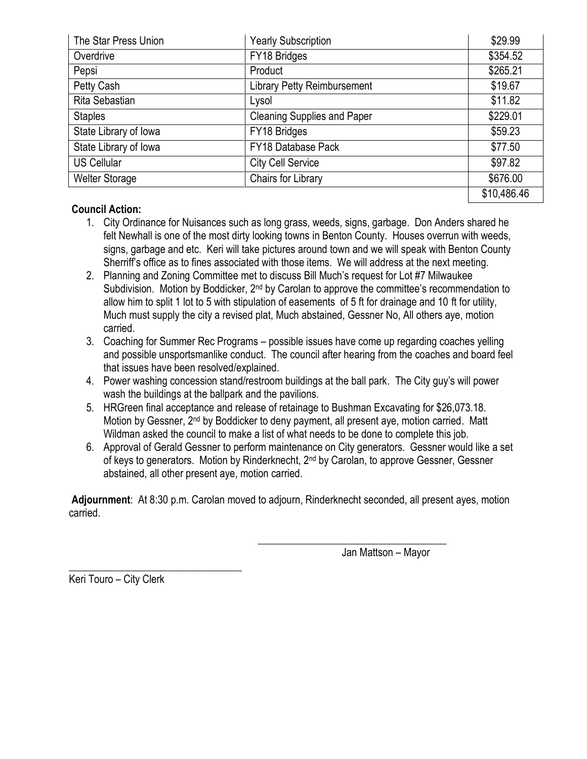| | | |
|---|---|---|
| The Star Press Union | Yearly Subscription | $29.99 |
| Overdrive | FY18 Bridges | $354.52 |
| Pepsi | Product | $265.21 |
| Petty Cash | Library Petty Reimbursement | $19.67 |
| Rita Sebastian | Lysol | $11.82 |
| Staples | Cleaning Supplies and Paper | $229.01 |
| State Library of Iowa | FY18 Bridges | $59.23 |
| State Library of Iowa | FY18 Database Pack | $77.50 |
| US Cellular | City Cell Service | $97.82 |
| Welter Storage | Chairs for Library | $676.00 |
| | | $10,486.46 |

**Council Action:**

1. City Ordinance for Nuisances such as long grass, weeds, signs, garbage. Don Anders shared he felt Newhall is one of the most dirty looking towns in Benton County. Houses overrun with weeds, signs, garbage and etc. Keri will take pictures around town and we will speak with Benton County Sherriff's office as to fines associated with those items. We will address at the next meeting.
2. Planning and Zoning Committee met to discuss Bill Much's request for Lot #7 Milwaukee Subdivision. Motion by Boddicker, 2nd by Carolan to approve the committee's recommendation to allow him to split 1 lot to 5 with stipulation of easements of 5 ft for drainage and 10 ft for utility, Much must supply the city a revised plat, Much abstained, Gessner No, All others aye, motion carried.
3. Coaching for Summer Rec Programs – possible issues have come up regarding coaches yelling and possible unsportsmanlike conduct. The council after hearing from the coaches and board feel that issues have been resolved/explained.
4. Power washing concession stand/restroom buildings at the ball park. The City guy's will power wash the buildings at the ballpark and the pavilions.
5. HRGreen final acceptance and release of retainage to Bushman Excavating for $26,073.18. Motion by Gessner, 2nd by Boddicker to deny payment, all present aye, motion carried. Matt Wildman asked the council to make a list of what needs to be done to complete this job.
6. Approval of Gerald Gessner to perform maintenance on City generators. Gessner would like a set of keys to generators. Motion by Rinderknecht, 2nd by Carolan, to approve Gessner, Gessner abstained, all other present aye, motion carried.

**Adjournment**: At 8:30 p.m. Carolan moved to adjourn, Rinderknecht seconded, all present ayes, motion carried.

\_\_\_\_\_\_\_\_\_\_\_\_\_\_\_\_\_\_\_\_\_\_\_\_\_\_\_\_\_\_\_\_\_\_\_

Jan Mattson – Mayor

\_\_\_\_\_\_\_\_\_\_\_\_\_\_\_\_\_\_\_\_\_\_\_\_\_\_\_\_\_\_\_\_\_\_\_

Keri Touro – City Clerk